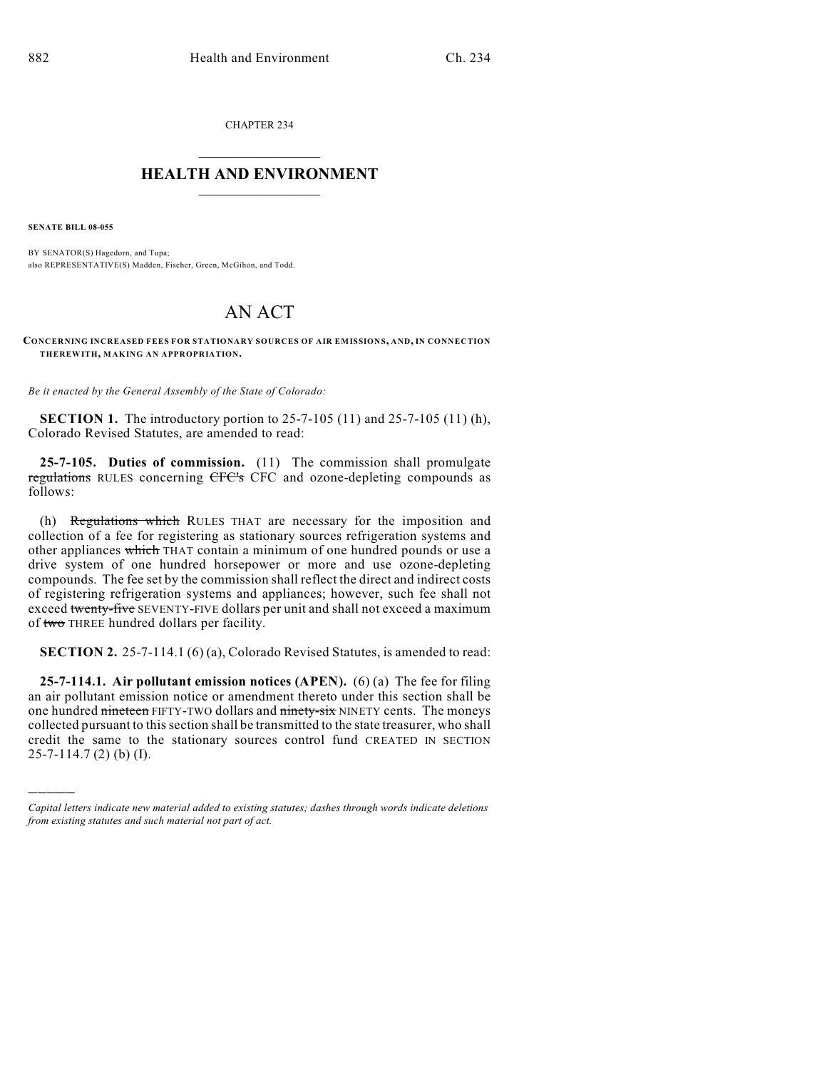CHAPTER 234

# HEALTH AND ENVIRONMENT

**SENATE BILL 08-055**

BY SENATOR(S) Hagedorn, and Tupa;
also REPRESENTATIVE(S) Madden, Fischer, Green, McGihon, and Todd.

# AN ACT

**CONCERNING INCREASED FEES FOR STATIONARY SOURCES OF AIR EMISSIONS, AND, IN CONNECTION THEREWITH, MAKING AN APPROPRIATION.**

*Be it enacted by the General Assembly of the State of Colorado:*

**SECTION 1.** The introductory portion to 25-7-105 (11) and 25-7-105 (11) (h), Colorado Revised Statutes, are amended to read:

**25-7-105. Duties of commission.** (11) The commission shall promulgate ~~regulations~~ RULES concerning ~~CFC's~~ CFC and ozone-depleting compounds as follows:

(h) ~~Regulations which~~ RULES THAT are necessary for the imposition and collection of a fee for registering as stationary sources refrigeration systems and other appliances ~~which~~ THAT contain a minimum of one hundred pounds or use a drive system of one hundred horsepower or more and use ozone-depleting compounds. The fee set by the commission shall reflect the direct and indirect costs of registering refrigeration systems and appliances; however, such fee shall not exceed ~~twenty-five~~ SEVENTY-FIVE dollars per unit and shall not exceed a maximum of ~~two~~ THREE hundred dollars per facility.

**SECTION 2.** 25-7-114.1 (6) (a), Colorado Revised Statutes, is amended to read:

**25-7-114.1. Air pollutant emission notices (APEN).** (6) (a) The fee for filing an air pollutant emission notice or amendment thereto under this section shall be one hundred ~~nineteen~~ FIFTY-TWO dollars and ~~ninety-six~~ NINETY cents. The moneys collected pursuant to this section shall be transmitted to the state treasurer, who shall credit the same to the stationary sources control fund CREATED IN SECTION 25-7-114.7 (2) (b) (I).

---

*Capital letters indicate new material added to existing statutes; dashes through words indicate deletions from existing statutes and such material not part of act.*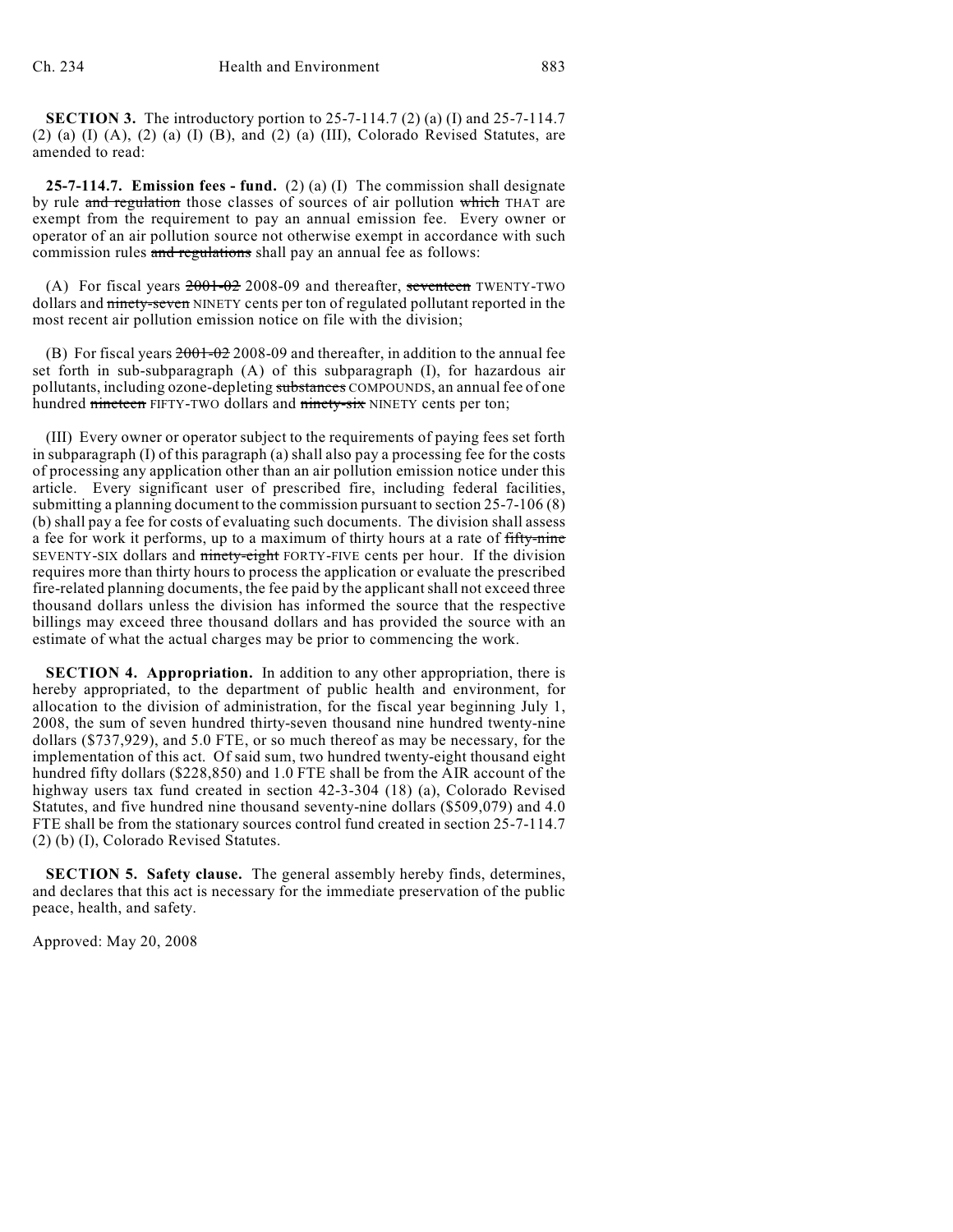**SECTION 3.** The introductory portion to 25-7-114.7 (2) (a) (I) and 25-7-114.7 (2) (a) (I) (A), (2) (a) (I) (B), and (2) (a) (III), Colorado Revised Statutes, are amended to read:

**25-7-114.7. Emission fees - fund.** (2) (a) (I) The commission shall designate by rule ~~and regulation~~ those classes of sources of air pollution ~~which~~ THAT are exempt from the requirement to pay an annual emission fee. Every owner or operator of an air pollution source not otherwise exempt in accordance with such commission rules ~~and regulations~~ shall pay an annual fee as follows:

(A) For fiscal years ~~2001-02~~ 2008-09 and thereafter, ~~seventeen~~ TWENTY-TWO dollars and ~~ninety-seven~~ NINETY cents per ton of regulated pollutant reported in the most recent air pollution emission notice on file with the division;

(B) For fiscal years ~~2001-02~~ 2008-09 and thereafter, in addition to the annual fee set forth in sub-subparagraph (A) of this subparagraph (I), for hazardous air pollutants, including ozone-depleting ~~substances~~ COMPOUNDS, an annual fee of one hundred ~~nineteen~~ FIFTY-TWO dollars and ~~ninety-six~~ NINETY cents per ton;

(III) Every owner or operator subject to the requirements of paying fees set forth in subparagraph (I) of this paragraph (a) shall also pay a processing fee for the costs of processing any application other than an air pollution emission notice under this article. Every significant user of prescribed fire, including federal facilities, submitting a planning document to the commission pursuant to section 25-7-106 (8) (b) shall pay a fee for costs of evaluating such documents. The division shall assess a fee for work it performs, up to a maximum of thirty hours at a rate of ~~fifty-nine~~ SEVENTY-SIX dollars and ~~ninety-eight~~ FORTY-FIVE cents per hour. If the division requires more than thirty hours to process the application or evaluate the prescribed fire-related planning documents, the fee paid by the applicant shall not exceed three thousand dollars unless the division has informed the source that the respective billings may exceed three thousand dollars and has provided the source with an estimate of what the actual charges may be prior to commencing the work.

**SECTION 4. Appropriation.** In addition to any other appropriation, there is hereby appropriated, to the department of public health and environment, for allocation to the division of administration, for the fiscal year beginning July 1, 2008, the sum of seven hundred thirty-seven thousand nine hundred twenty-nine dollars ($737,929), and 5.0 FTE, or so much thereof as may be necessary, for the implementation of this act. Of said sum, two hundred twenty-eight thousand eight hundred fifty dollars ($228,850) and 1.0 FTE shall be from the AIR account of the highway users tax fund created in section 42-3-304 (18) (a), Colorado Revised Statutes, and five hundred nine thousand seventy-nine dollars ($509,079) and 4.0 FTE shall be from the stationary sources control fund created in section 25-7-114.7 (2) (b) (I), Colorado Revised Statutes.

**SECTION 5. Safety clause.** The general assembly hereby finds, determines, and declares that this act is necessary for the immediate preservation of the public peace, health, and safety.

Approved: May 20, 2008